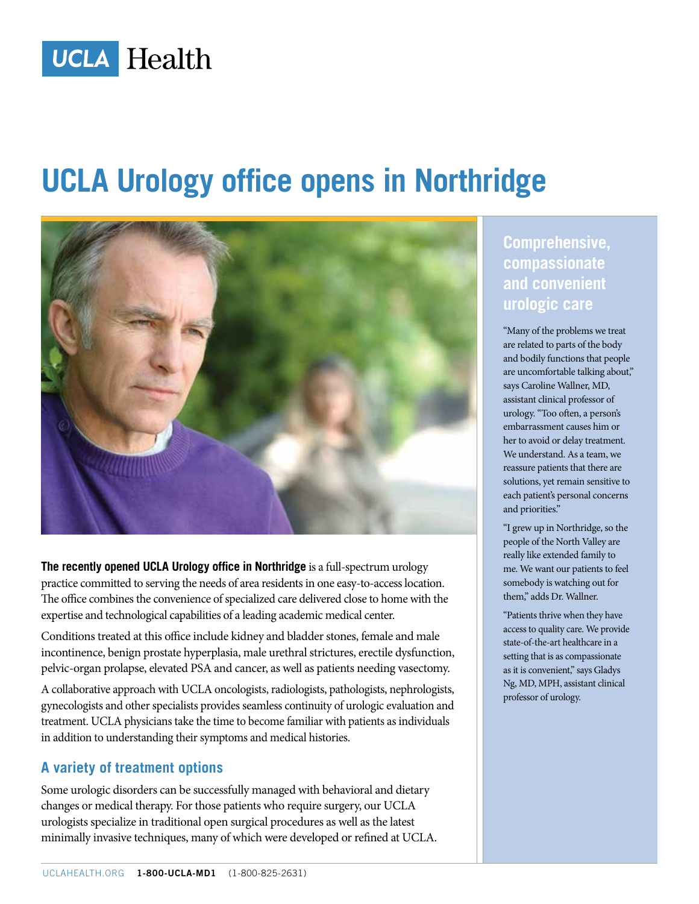UCLA Health

# UCLA Urology office opens in Northridge

**The recently opened UCLA Urology office in Northridge** is a full-spectrum urology practice committed to serving the needs of area residents in one easy-to-access location. The office combines the convenience of specialized care delivered close to home with the expertise and technological capabilities of a leading academic medical center.

Conditions treated at this office include kidney and bladder stones, female and male incontinence, benign prostate hyperplasia, male urethral strictures, erectile dysfunction, pelvic-organ prolapse, elevated PSA and cancer, as well as patients needing vasectomy.

A collaborative approach with UCLA oncologists, radiologists, pathologists, nephrologists, gynecologists and other specialists provides seamless continuity of urologic evaluation and treatment. UCLA physicians take the time to become familiar with patients as individuals in addition to understanding their symptoms and medical histories.

## A variety of treatment options

Some urologic disorders can be successfully managed with behavioral and dietary changes or medical therapy. For those patients who require surgery, our UCLA urologists specialize in traditional open surgical procedures as well as the latest minimally invasive techniques, many of which were developed or refined at UCLA.

## Comprehensive, compassionate and convenient urologic care

"Many of the problems we treat are related to parts of the body and bodily functions that people are uncomfortable talking about," says Caroline Wallner, MD, assistant clinical professor of urology. "Too often, a person's embarrassment causes him or her to avoid or delay treatment. We understand. As a team, we reassure patients that there are solutions, yet remain sensitive to each patient's personal concerns and priorities."

"I grew up in Northridge, so the people of the North Valley are really like extended family to me. We want our patients to feel somebody is watching out for them," adds Dr. Wallner.

"Patients thrive when they have access to quality care. We provide state-of-the-art healthcare in a setting that is as compassionate as it is convenient," says Gladys Ng, MD, MPH, assistant clinical professor of urology.

UCLAHEALTH.ORG **1-800-UCLA-MD1** (1-800-825-2631)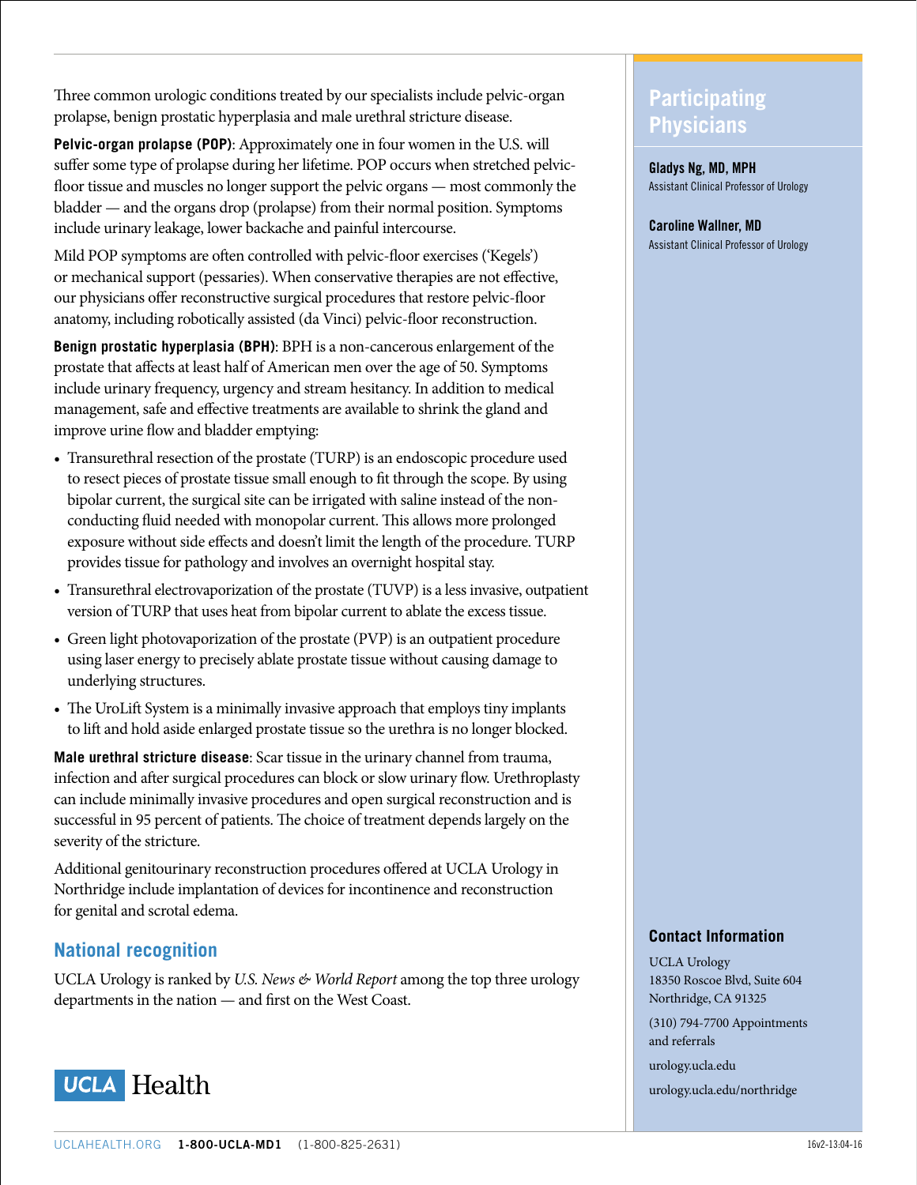Three common urologic conditions treated by our specialists include pelvic-organ prolapse, benign prostatic hyperplasia and male urethral stricture disease.

**Pelvic-organ prolapse (POP)**: Approximately one in four women in the U.S. will suffer some type of prolapse during her lifetime. POP occurs when stretched pelvic-floor tissue and muscles no longer support the pelvic organs — most commonly the bladder — and the organs drop (prolapse) from their normal position. Symptoms include urinary leakage, lower backache and painful intercourse.

Mild POP symptoms are often controlled with pelvic-floor exercises ('Kegels') or mechanical support (pessaries). When conservative therapies are not effective, our physicians offer reconstructive surgical procedures that restore pelvic-floor anatomy, including robotically assisted (da Vinci) pelvic-floor reconstruction.

**Benign prostatic hyperplasia (BPH)**: BPH is a non-cancerous enlargement of the prostate that affects at least half of American men over the age of 50. Symptoms include urinary frequency, urgency and stream hesitancy. In addition to medical management, safe and effective treatments are available to shrink the gland and improve urine flow and bladder emptying:

- Transurethral resection of the prostate (TURP) is an endoscopic procedure used to resect pieces of prostate tissue small enough to fit through the scope. By using bipolar current, the surgical site can be irrigated with saline instead of the non-conducting fluid needed with monopolar current. This allows more prolonged exposure without side effects and doesn't limit the length of the procedure. TURP provides tissue for pathology and involves an overnight hospital stay.
- Transurethral electrovaporization of the prostate (TUVP) is a less invasive, outpatient version of TURP that uses heat from bipolar current to ablate the excess tissue.
- Green light photovaporization of the prostate (PVP) is an outpatient procedure using laser energy to precisely ablate prostate tissue without causing damage to underlying structures.
- The UroLift System is a minimally invasive approach that employs tiny implants to lift and hold aside enlarged prostate tissue so the urethra is no longer blocked.

**Male urethral stricture disease**: Scar tissue in the urinary channel from trauma, infection and after surgical procedures can block or slow urinary flow. Urethroplasty can include minimally invasive procedures and open surgical reconstruction and is successful in 95 percent of patients. The choice of treatment depends largely on the severity of the stricture.

Additional genitourinary reconstruction procedures offered at UCLA Urology in Northridge include implantation of devices for incontinence and reconstruction for genital and scrotal edema.

## National recognition

UCLA Urology is ranked by *U.S. News & World Report* among the top three urology departments in the nation — and first on the West Coast.

UCLA Health

## Participating Physicians

**Gladys Ng, MD, MPH**
Assistant Clinical Professor of Urology

**Caroline Wallner, MD**
Assistant Clinical Professor of Urology

### Contact Information

UCLA Urology
18350 Roscoe Blvd, Suite 604
Northridge, CA 91325

(310) 794-7700 Appointments and referrals

urology.ucla.edu

urology.ucla.edu/northridge

UCLAHEALTH.ORG **1-800-UCLA-MD1** (1-800-825-2631)

16v2-13:04-16